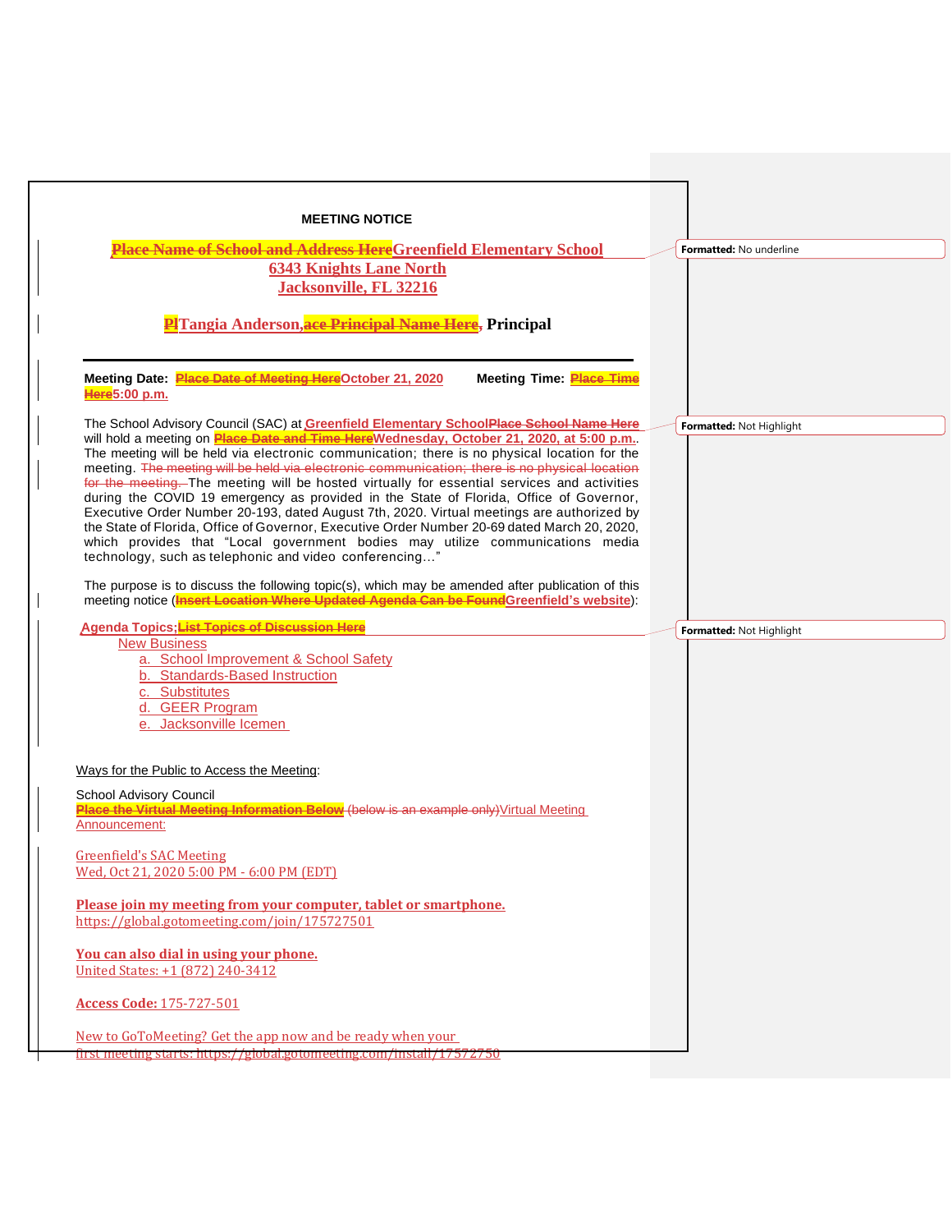**MEETING NOTICE**

**Greenfield Elementary School**
**6343 Knights Lane North**
**Jacksonville, FL 32216**

**Tangia Anderson, Principal**

---

**Meeting Date:** **October 21, 2020** **Meeting Time:** **5:00 p.m.**

The School Advisory Council (SAC) at **Greenfield Elementary School** will hold a meeting on **Wednesday, October 21, 2020, at 5:00 p.m.**. The meeting will be held via electronic communication; there is no physical location for the meeting. The meeting will be hosted virtually for essential services and activities during the COVID 19 emergency as provided in the State of Florida, Office of Governor, Executive Order Number 20-193, dated August 7th, 2020. Virtual meetings are authorized by the State of Florida, Office of Governor, Executive Order Number 20-69 dated March 20, 2020, which provides that "Local government bodies may utilize communications media technology, such as telephonic and video conferencing…"

The purpose is to discuss the following topic(s), which may be amended after publication of this meeting notice (**Greenfield's website**):

**Agenda Topics:**

New Business

a. School Improvement & School Safety
b. Standards-Based Instruction
c. Substitutes
d. GEER Program
e. Jacksonville Icemen

Ways for the Public to Access the Meeting:

School Advisory Council
Virtual Meeting Announcement:

Greenfield's SAC Meeting
Wed, Oct 21, 2020 5:00 PM - 6:00 PM (EDT)

**Please join my meeting from your computer, tablet or smartphone.**
https://global.gotomeeting.com/join/175727501

**You can also dial in using your phone.**
United States: +1 (872) 240-3412

**Access Code:** 175-727-501

New to GoToMeeting? Get the app now and be ready when your first meeting starts: https://global.gotomeeting.com/install/17572750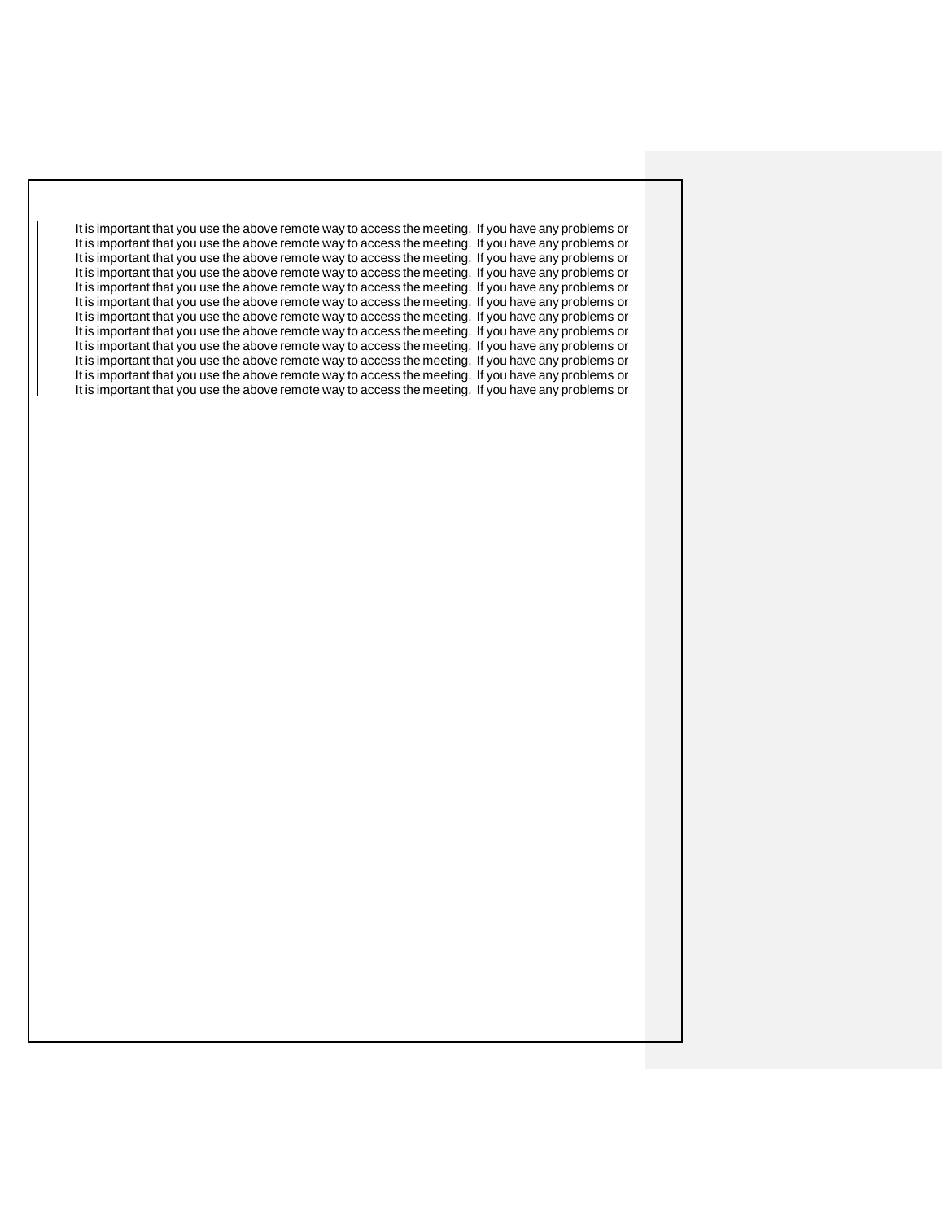It is important that you use the above remote way to access the meeting. If you have any problems or
It is important that you use the above remote way to access the meeting. If you have any problems or
It is important that you use the above remote way to access the meeting. If you have any problems or
It is important that you use the above remote way to access the meeting. If you have any problems or
It is important that you use the above remote way to access the meeting. If you have any problems or
It is important that you use the above remote way to access the meeting. If you have any problems or
It is important that you use the above remote way to access the meeting. If you have any problems or
It is important that you use the above remote way to access the meeting. If you have any problems or
It is important that you use the above remote way to access the meeting. If you have any problems or
It is important that you use the above remote way to access the meeting. If you have any problems or
It is important that you use the above remote way to access the meeting. If you have any problems or
It is important that you use the above remote way to access the meeting. If you have any problems or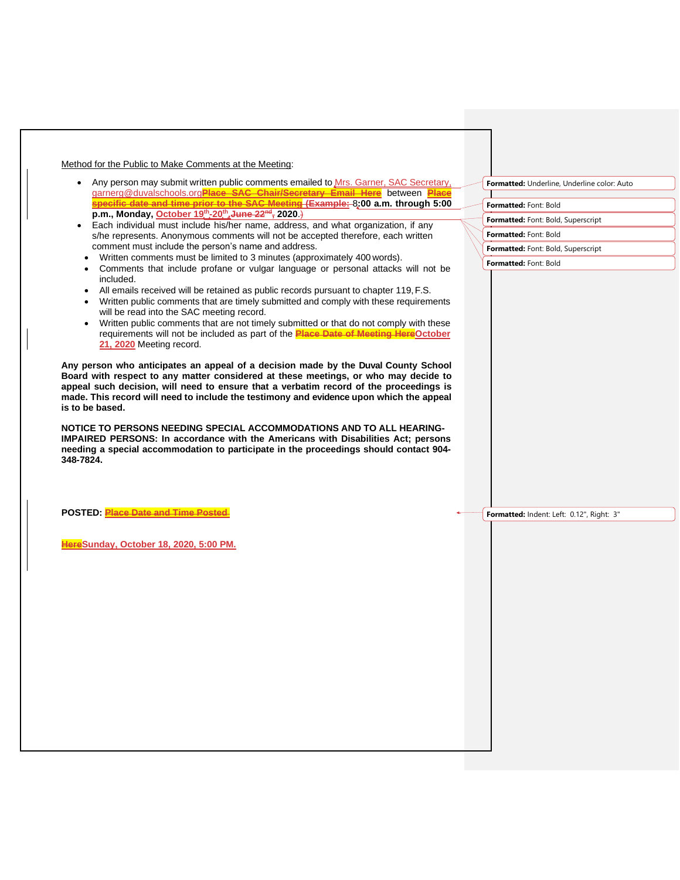Method for the Public to Make Comments at the Meeting:

- Any person may submit written public comments emailed to Mrs. Garner, SAC Secretary, garnerg@duvalschools.org~~Place SAC Chair/Secretary Email Here~~ between ~~Place specific date and time prior to the SAC Meeting (Example:~~ 8:00 a.m. through 5:00 p.m., **Monday, October 19th-20th** ~~June 22nd~~**, 2020.**~~)~~
- Each individual must include his/her name, address, and what organization, if any s/he represents. Anonymous comments will not be accepted therefore, each written comment must include the person's name and address.
- Written comments must be limited to 3 minutes (approximately 400 words).
- Comments that include profane or vulgar language or personal attacks will not be included.
- All emails received will be retained as public records pursuant to chapter 119, F.S.
- Written public comments that are timely submitted and comply with these requirements will be read into the SAC meeting record.
- Written public comments that are not timely submitted or that do not comply with these requirements will not be included as part of the ~~Place Date of Meeting Here~~October 21, 2020 Meeting record.

**Any person who anticipates an appeal of a decision made by the Duval County School Board with respect to any matter considered at these meetings, or who may decide to appeal such decision, will need to ensure that a verbatim record of the proceedings is made. This record will need to include the testimony and evidence upon which the appeal is to be based.**

**NOTICE TO PERSONS NEEDING SPECIAL ACCOMMODATIONS AND TO ALL HEARING-IMPAIRED PERSONS: In accordance with the Americans with Disabilities Act; persons needing a special accommodation to participate in the proceedings should contact 904-348-7824.**

**POSTED:** ~~**Place Date and Time Posted Here**~~**Sunday, October 18, 2020, 5:00 PM.**